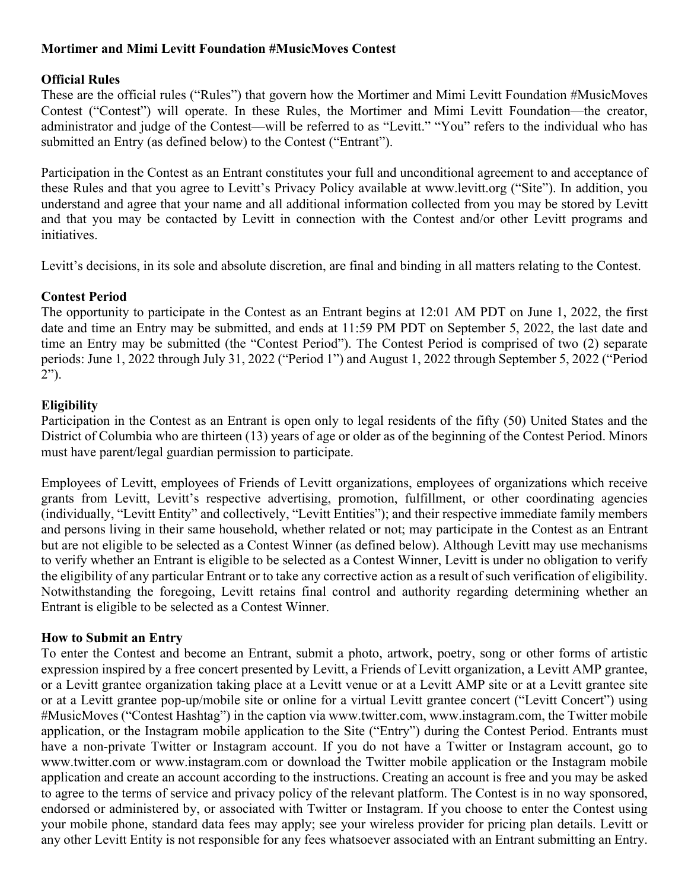**Mortimer and Mimi Levitt Foundation #MusicMoves Contest**

**Official Rules**

These are the official rules ("Rules") that govern how the Mortimer and Mimi Levitt Foundation #MusicMoves Contest ("Contest") will operate. In these Rules, the Mortimer and Mimi Levitt Foundation—the creator, administrator and judge of the Contest—will be referred to as "Levitt." "You" refers to the individual who has submitted an Entry (as defined below) to the Contest ("Entrant").

Participation in the Contest as an Entrant constitutes your full and unconditional agreement to and acceptance of these Rules and that you agree to Levitt's Privacy Policy available at www.levitt.org ("Site"). In addition, you understand and agree that your name and all additional information collected from you may be stored by Levitt and that you may be contacted by Levitt in connection with the Contest and/or other Levitt programs and initiatives.

Levitt's decisions, in its sole and absolute discretion, are final and binding in all matters relating to the Contest.

**Contest Period**

The opportunity to participate in the Contest as an Entrant begins at 12:01 AM PDT on June 1, 2022, the first date and time an Entry may be submitted, and ends at 11:59 PM PDT on September 5, 2022, the last date and time an Entry may be submitted (the "Contest Period"). The Contest Period is comprised of two (2) separate periods: June 1, 2022 through July 31, 2022 ("Period 1") and August 1, 2022 through September 5, 2022 ("Period 2").

**Eligibility**

Participation in the Contest as an Entrant is open only to legal residents of the fifty (50) United States and the District of Columbia who are thirteen (13) years of age or older as of the beginning of the Contest Period. Minors must have parent/legal guardian permission to participate.

Employees of Levitt, employees of Friends of Levitt organizations, employees of organizations which receive grants from Levitt, Levitt's respective advertising, promotion, fulfillment, or other coordinating agencies (individually, "Levitt Entity" and collectively, "Levitt Entities"); and their respective immediate family members and persons living in their same household, whether related or not; may participate in the Contest as an Entrant but are not eligible to be selected as a Contest Winner (as defined below). Although Levitt may use mechanisms to verify whether an Entrant is eligible to be selected as a Contest Winner, Levitt is under no obligation to verify the eligibility of any particular Entrant or to take any corrective action as a result of such verification of eligibility. Notwithstanding the foregoing, Levitt retains final control and authority regarding determining whether an Entrant is eligible to be selected as a Contest Winner.

**How to Submit an Entry**

To enter the Contest and become an Entrant, submit a photo, artwork, poetry, song or other forms of artistic expression inspired by a free concert presented by Levitt, a Friends of Levitt organization, a Levitt AMP grantee, or a Levitt grantee organization taking place at a Levitt venue or at a Levitt AMP site or at a Levitt grantee site or at a Levitt grantee pop-up/mobile site or online for a virtual Levitt grantee concert ("Levitt Concert") using #MusicMoves ("Contest Hashtag") in the caption via www.twitter.com, www.instagram.com, the Twitter mobile application, or the Instagram mobile application to the Site ("Entry") during the Contest Period. Entrants must have a non-private Twitter or Instagram account. If you do not have a Twitter or Instagram account, go to www.twitter.com or www.instagram.com or download the Twitter mobile application or the Instagram mobile application and create an account according to the instructions. Creating an account is free and you may be asked to agree to the terms of service and privacy policy of the relevant platform. The Contest is in no way sponsored, endorsed or administered by, or associated with Twitter or Instagram. If you choose to enter the Contest using your mobile phone, standard data fees may apply; see your wireless provider for pricing plan details. Levitt or any other Levitt Entity is not responsible for any fees whatsoever associated with an Entrant submitting an Entry.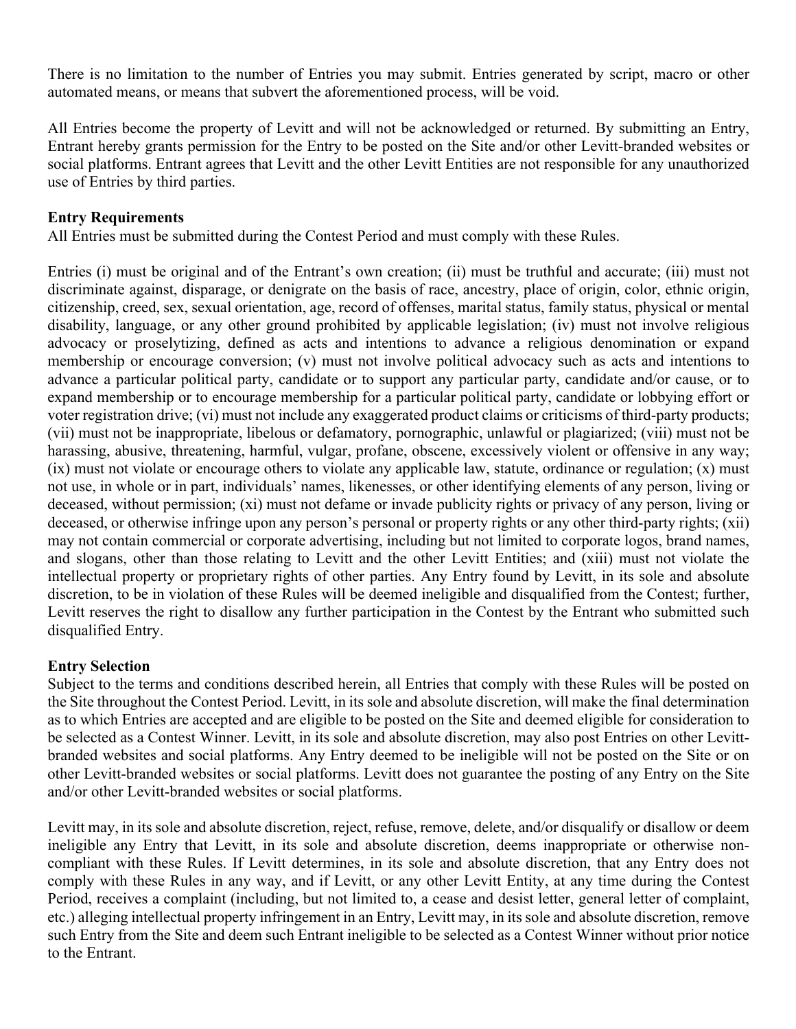There is no limitation to the number of Entries you may submit. Entries generated by script, macro or other automated means, or means that subvert the aforementioned process, will be void.

All Entries become the property of Levitt and will not be acknowledged or returned. By submitting an Entry, Entrant hereby grants permission for the Entry to be posted on the Site and/or other Levitt-branded websites or social platforms. Entrant agrees that Levitt and the other Levitt Entities are not responsible for any unauthorized use of Entries by third parties.

**Entry Requirements**

All Entries must be submitted during the Contest Period and must comply with these Rules.

Entries (i) must be original and of the Entrant's own creation; (ii) must be truthful and accurate; (iii) must not discriminate against, disparage, or denigrate on the basis of race, ancestry, place of origin, color, ethnic origin, citizenship, creed, sex, sexual orientation, age, record of offenses, marital status, family status, physical or mental disability, language, or any other ground prohibited by applicable legislation; (iv) must not involve religious advocacy or proselytizing, defined as acts and intentions to advance a religious denomination or expand membership or encourage conversion; (v) must not involve political advocacy such as acts and intentions to advance a particular political party, candidate or to support any particular party, candidate and/or cause, or to expand membership or to encourage membership for a particular political party, candidate or lobbying effort or voter registration drive; (vi) must not include any exaggerated product claims or criticisms of third-party products; (vii) must not be inappropriate, libelous or defamatory, pornographic, unlawful or plagiarized; (viii) must not be harassing, abusive, threatening, harmful, vulgar, profane, obscene, excessively violent or offensive in any way; (ix) must not violate or encourage others to violate any applicable law, statute, ordinance or regulation; (x) must not use, in whole or in part, individuals' names, likenesses, or other identifying elements of any person, living or deceased, without permission; (xi) must not defame or invade publicity rights or privacy of any person, living or deceased, or otherwise infringe upon any person's personal or property rights or any other third-party rights; (xii) may not contain commercial or corporate advertising, including but not limited to corporate logos, brand names, and slogans, other than those relating to Levitt and the other Levitt Entities; and (xiii) must not violate the intellectual property or proprietary rights of other parties. Any Entry found by Levitt, in its sole and absolute discretion, to be in violation of these Rules will be deemed ineligible and disqualified from the Contest; further, Levitt reserves the right to disallow any further participation in the Contest by the Entrant who submitted such disqualified Entry.

**Entry Selection**

Subject to the terms and conditions described herein, all Entries that comply with these Rules will be posted on the Site throughout the Contest Period. Levitt, in its sole and absolute discretion, will make the final determination as to which Entries are accepted and are eligible to be posted on the Site and deemed eligible for consideration to be selected as a Contest Winner. Levitt, in its sole and absolute discretion, may also post Entries on other Levitt-branded websites and social platforms. Any Entry deemed to be ineligible will not be posted on the Site or on other Levitt-branded websites or social platforms. Levitt does not guarantee the posting of any Entry on the Site and/or other Levitt-branded websites or social platforms.

Levitt may, in its sole and absolute discretion, reject, refuse, remove, delete, and/or disqualify or disallow or deem ineligible any Entry that Levitt, in its sole and absolute discretion, deems inappropriate or otherwise non-compliant with these Rules. If Levitt determines, in its sole and absolute discretion, that any Entry does not comply with these Rules in any way, and if Levitt, or any other Levitt Entity, at any time during the Contest Period, receives a complaint (including, but not limited to, a cease and desist letter, general letter of complaint, etc.) alleging intellectual property infringement in an Entry, Levitt may, in its sole and absolute discretion, remove such Entry from the Site and deem such Entrant ineligible to be selected as a Contest Winner without prior notice to the Entrant.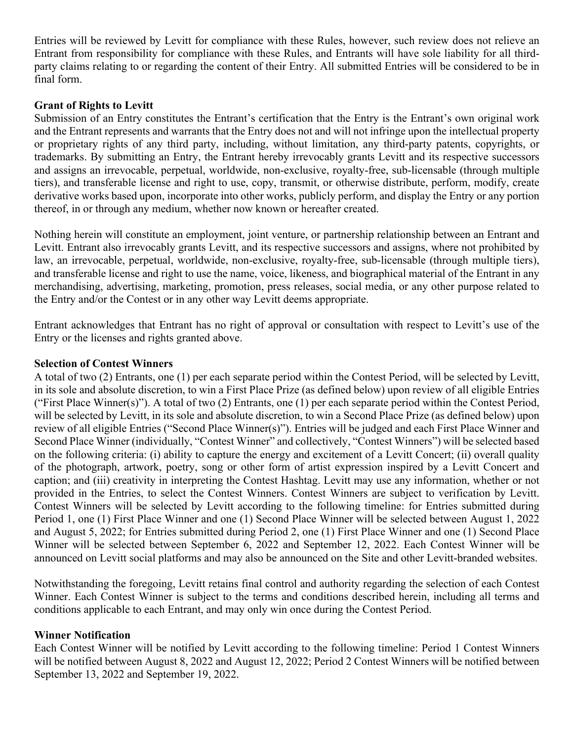Entries will be reviewed by Levitt for compliance with these Rules, however, such review does not relieve an Entrant from responsibility for compliance with these Rules, and Entrants will have sole liability for all third-party claims relating to or regarding the content of their Entry. All submitted Entries will be considered to be in final form.

**Grant of Rights to Levitt**

Submission of an Entry constitutes the Entrant's certification that the Entry is the Entrant's own original work and the Entrant represents and warrants that the Entry does not and will not infringe upon the intellectual property or proprietary rights of any third party, including, without limitation, any third-party patents, copyrights, or trademarks. By submitting an Entry, the Entrant hereby irrevocably grants Levitt and its respective successors and assigns an irrevocable, perpetual, worldwide, non-exclusive, royalty-free, sub-licensable (through multiple tiers), and transferable license and right to use, copy, transmit, or otherwise distribute, perform, modify, create derivative works based upon, incorporate into other works, publicly perform, and display the Entry or any portion thereof, in or through any medium, whether now known or hereafter created.

Nothing herein will constitute an employment, joint venture, or partnership relationship between an Entrant and Levitt. Entrant also irrevocably grants Levitt, and its respective successors and assigns, where not prohibited by law, an irrevocable, perpetual, worldwide, non-exclusive, royalty-free, sub-licensable (through multiple tiers), and transferable license and right to use the name, voice, likeness, and biographical material of the Entrant in any merchandising, advertising, marketing, promotion, press releases, social media, or any other purpose related to the Entry and/or the Contest or in any other way Levitt deems appropriate.

Entrant acknowledges that Entrant has no right of approval or consultation with respect to Levitt's use of the Entry or the licenses and rights granted above.

**Selection of Contest Winners**

A total of two (2) Entrants, one (1) per each separate period within the Contest Period, will be selected by Levitt, in its sole and absolute discretion, to win a First Place Prize (as defined below) upon review of all eligible Entries ("First Place Winner(s)"). A total of two (2) Entrants, one (1) per each separate period within the Contest Period, will be selected by Levitt, in its sole and absolute discretion, to win a Second Place Prize (as defined below) upon review of all eligible Entries ("Second Place Winner(s)"). Entries will be judged and each First Place Winner and Second Place Winner (individually, "Contest Winner" and collectively, "Contest Winners") will be selected based on the following criteria: (i) ability to capture the energy and excitement of a Levitt Concert; (ii) overall quality of the photograph, artwork, poetry, song or other form of artist expression inspired by a Levitt Concert and caption; and (iii) creativity in interpreting the Contest Hashtag. Levitt may use any information, whether or not provided in the Entries, to select the Contest Winners. Contest Winners are subject to verification by Levitt. Contest Winners will be selected by Levitt according to the following timeline: for Entries submitted during Period 1, one (1) First Place Winner and one (1) Second Place Winner will be selected between August 1, 2022 and August 5, 2022; for Entries submitted during Period 2, one (1) First Place Winner and one (1) Second Place Winner will be selected between September 6, 2022 and September 12, 2022. Each Contest Winner will be announced on Levitt social platforms and may also be announced on the Site and other Levitt-branded websites.

Notwithstanding the foregoing, Levitt retains final control and authority regarding the selection of each Contest Winner. Each Contest Winner is subject to the terms and conditions described herein, including all terms and conditions applicable to each Entrant, and may only win once during the Contest Period.

**Winner Notification**

Each Contest Winner will be notified by Levitt according to the following timeline: Period 1 Contest Winners will be notified between August 8, 2022 and August 12, 2022; Period 2 Contest Winners will be notified between September 13, 2022 and September 19, 2022.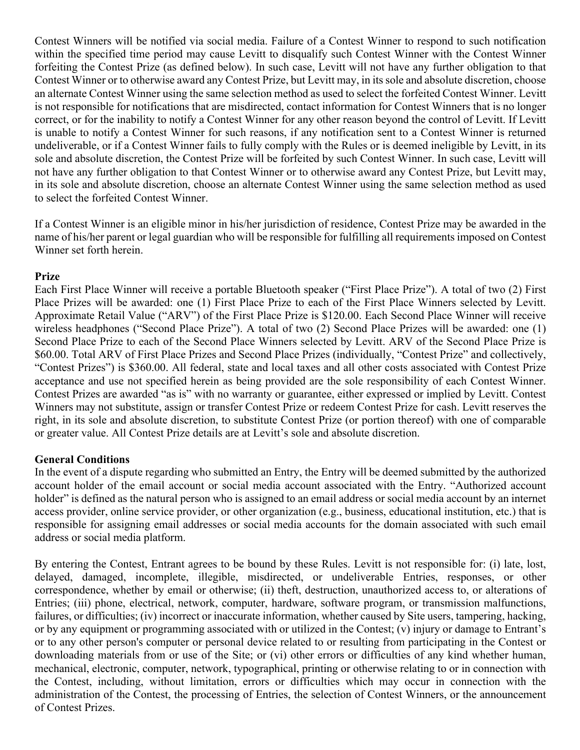Contest Winners will be notified via social media. Failure of a Contest Winner to respond to such notification within the specified time period may cause Levitt to disqualify such Contest Winner with the Contest Winner forfeiting the Contest Prize (as defined below). In such case, Levitt will not have any further obligation to that Contest Winner or to otherwise award any Contest Prize, but Levitt may, in its sole and absolute discretion, choose an alternate Contest Winner using the same selection method as used to select the forfeited Contest Winner. Levitt is not responsible for notifications that are misdirected, contact information for Contest Winners that is no longer correct, or for the inability to notify a Contest Winner for any other reason beyond the control of Levitt. If Levitt is unable to notify a Contest Winner for such reasons, if any notification sent to a Contest Winner is returned undeliverable, or if a Contest Winner fails to fully comply with the Rules or is deemed ineligible by Levitt, in its sole and absolute discretion, the Contest Prize will be forfeited by such Contest Winner. In such case, Levitt will not have any further obligation to that Contest Winner or to otherwise award any Contest Prize, but Levitt may, in its sole and absolute discretion, choose an alternate Contest Winner using the same selection method as used to select the forfeited Contest Winner.

If a Contest Winner is an eligible minor in his/her jurisdiction of residence, Contest Prize may be awarded in the name of his/her parent or legal guardian who will be responsible for fulfilling all requirements imposed on Contest Winner set forth herein.

**Prize**

Each First Place Winner will receive a portable Bluetooth speaker ("First Place Prize"). A total of two (2) First Place Prizes will be awarded: one (1) First Place Prize to each of the First Place Winners selected by Levitt. Approximate Retail Value ("ARV") of the First Place Prize is $120.00. Each Second Place Winner will receive wireless headphones ("Second Place Prize"). A total of two (2) Second Place Prizes will be awarded: one (1) Second Place Prize to each of the Second Place Winners selected by Levitt. ARV of the Second Place Prize is $60.00. Total ARV of First Place Prizes and Second Place Prizes (individually, "Contest Prize" and collectively, "Contest Prizes") is $360.00. All federal, state and local taxes and all other costs associated with Contest Prize acceptance and use not specified herein as being provided are the sole responsibility of each Contest Winner. Contest Prizes are awarded "as is" with no warranty or guarantee, either expressed or implied by Levitt. Contest Winners may not substitute, assign or transfer Contest Prize or redeem Contest Prize for cash. Levitt reserves the right, in its sole and absolute discretion, to substitute Contest Prize (or portion thereof) with one of comparable or greater value. All Contest Prize details are at Levitt's sole and absolute discretion.

**General Conditions**

In the event of a dispute regarding who submitted an Entry, the Entry will be deemed submitted by the authorized account holder of the email account or social media account associated with the Entry. "Authorized account holder" is defined as the natural person who is assigned to an email address or social media account by an internet access provider, online service provider, or other organization (e.g., business, educational institution, etc.) that is responsible for assigning email addresses or social media accounts for the domain associated with such email address or social media platform.

By entering the Contest, Entrant agrees to be bound by these Rules. Levitt is not responsible for: (i) late, lost, delayed, damaged, incomplete, illegible, misdirected, or undeliverable Entries, responses, or other correspondence, whether by email or otherwise; (ii) theft, destruction, unauthorized access to, or alterations of Entries; (iii) phone, electrical, network, computer, hardware, software program, or transmission malfunctions, failures, or difficulties; (iv) incorrect or inaccurate information, whether caused by Site users, tampering, hacking, or by any equipment or programming associated with or utilized in the Contest; (v) injury or damage to Entrant's or to any other person's computer or personal device related to or resulting from participating in the Contest or downloading materials from or use of the Site; or (vi) other errors or difficulties of any kind whether human, mechanical, electronic, computer, network, typographical, printing or otherwise relating to or in connection with the Contest, including, without limitation, errors or difficulties which may occur in connection with the administration of the Contest, the processing of Entries, the selection of Contest Winners, or the announcement of Contest Prizes.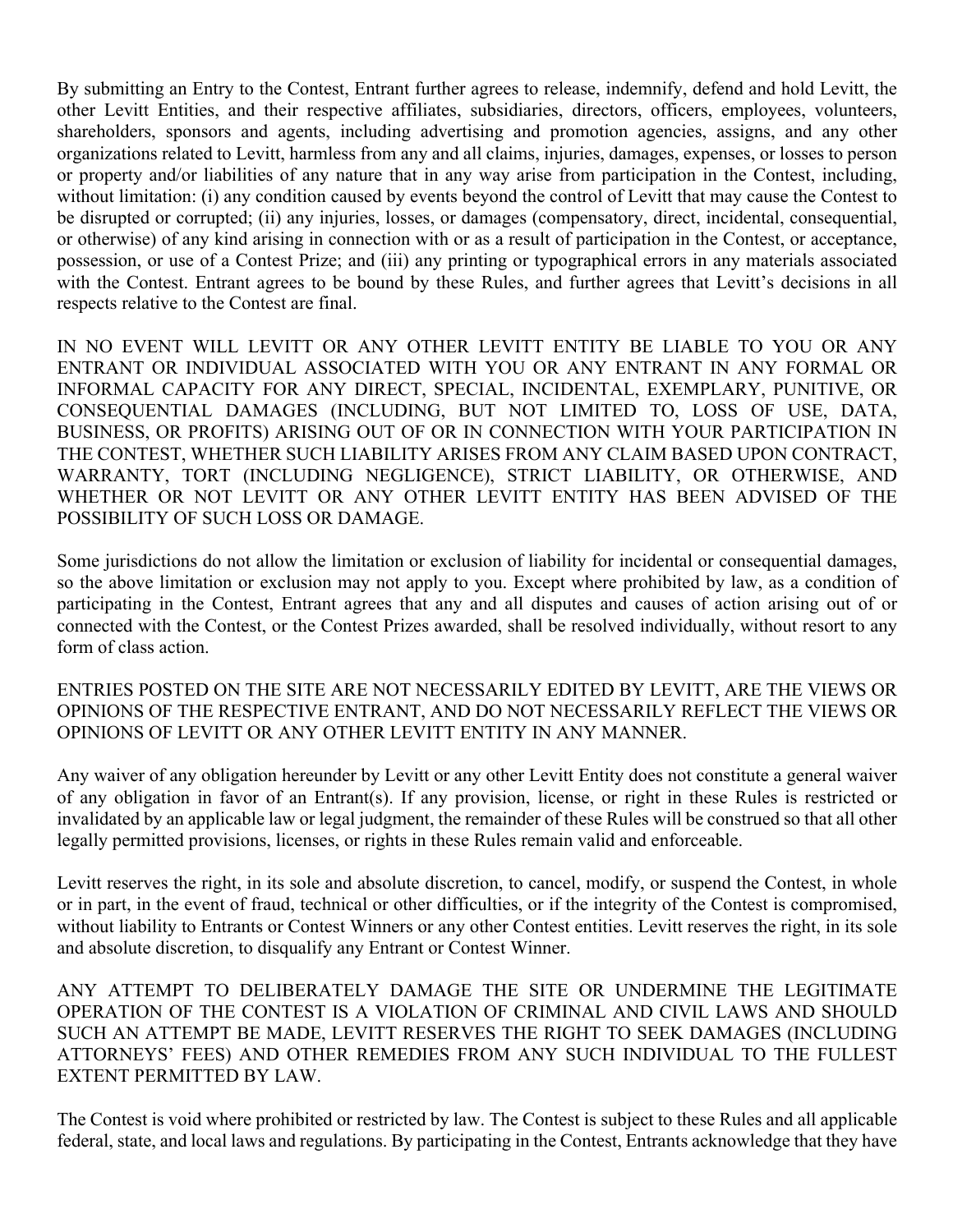By submitting an Entry to the Contest, Entrant further agrees to release, indemnify, defend and hold Levitt, the other Levitt Entities, and their respective affiliates, subsidiaries, directors, officers, employees, volunteers, shareholders, sponsors and agents, including advertising and promotion agencies, assigns, and any other organizations related to Levitt, harmless from any and all claims, injuries, damages, expenses, or losses to person or property and/or liabilities of any nature that in any way arise from participation in the Contest, including, without limitation: (i) any condition caused by events beyond the control of Levitt that may cause the Contest to be disrupted or corrupted; (ii) any injuries, losses, or damages (compensatory, direct, incidental, consequential, or otherwise) of any kind arising in connection with or as a result of participation in the Contest, or acceptance, possession, or use of a Contest Prize; and (iii) any printing or typographical errors in any materials associated with the Contest. Entrant agrees to be bound by these Rules, and further agrees that Levitt's decisions in all respects relative to the Contest are final.

IN NO EVENT WILL LEVITT OR ANY OTHER LEVITT ENTITY BE LIABLE TO YOU OR ANY ENTRANT OR INDIVIDUAL ASSOCIATED WITH YOU OR ANY ENTRANT IN ANY FORMAL OR INFORMAL CAPACITY FOR ANY DIRECT, SPECIAL, INCIDENTAL, EXEMPLARY, PUNITIVE, OR CONSEQUENTIAL DAMAGES (INCLUDING, BUT NOT LIMITED TO, LOSS OF USE, DATA, BUSINESS, OR PROFITS) ARISING OUT OF OR IN CONNECTION WITH YOUR PARTICIPATION IN THE CONTEST, WHETHER SUCH LIABILITY ARISES FROM ANY CLAIM BASED UPON CONTRACT, WARRANTY, TORT (INCLUDING NEGLIGENCE), STRICT LIABILITY, OR OTHERWISE, AND WHETHER OR NOT LEVITT OR ANY OTHER LEVITT ENTITY HAS BEEN ADVISED OF THE POSSIBILITY OF SUCH LOSS OR DAMAGE.

Some jurisdictions do not allow the limitation or exclusion of liability for incidental or consequential damages, so the above limitation or exclusion may not apply to you. Except where prohibited by law, as a condition of participating in the Contest, Entrant agrees that any and all disputes and causes of action arising out of or connected with the Contest, or the Contest Prizes awarded, shall be resolved individually, without resort to any form of class action.

ENTRIES POSTED ON THE SITE ARE NOT NECESSARILY EDITED BY LEVITT, ARE THE VIEWS OR OPINIONS OF THE RESPECTIVE ENTRANT, AND DO NOT NECESSARILY REFLECT THE VIEWS OR OPINIONS OF LEVITT OR ANY OTHER LEVITT ENTITY IN ANY MANNER.

Any waiver of any obligation hereunder by Levitt or any other Levitt Entity does not constitute a general waiver of any obligation in favor of an Entrant(s). If any provision, license, or right in these Rules is restricted or invalidated by an applicable law or legal judgment, the remainder of these Rules will be construed so that all other legally permitted provisions, licenses, or rights in these Rules remain valid and enforceable.

Levitt reserves the right, in its sole and absolute discretion, to cancel, modify, or suspend the Contest, in whole or in part, in the event of fraud, technical or other difficulties, or if the integrity of the Contest is compromised, without liability to Entrants or Contest Winners or any other Contest entities. Levitt reserves the right, in its sole and absolute discretion, to disqualify any Entrant or Contest Winner.

ANY ATTEMPT TO DELIBERATELY DAMAGE THE SITE OR UNDERMINE THE LEGITIMATE OPERATION OF THE CONTEST IS A VIOLATION OF CRIMINAL AND CIVIL LAWS AND SHOULD SUCH AN ATTEMPT BE MADE, LEVITT RESERVES THE RIGHT TO SEEK DAMAGES (INCLUDING ATTORNEYS' FEES) AND OTHER REMEDIES FROM ANY SUCH INDIVIDUAL TO THE FULLEST EXTENT PERMITTED BY LAW.

The Contest is void where prohibited or restricted by law. The Contest is subject to these Rules and all applicable federal, state, and local laws and regulations. By participating in the Contest, Entrants acknowledge that they have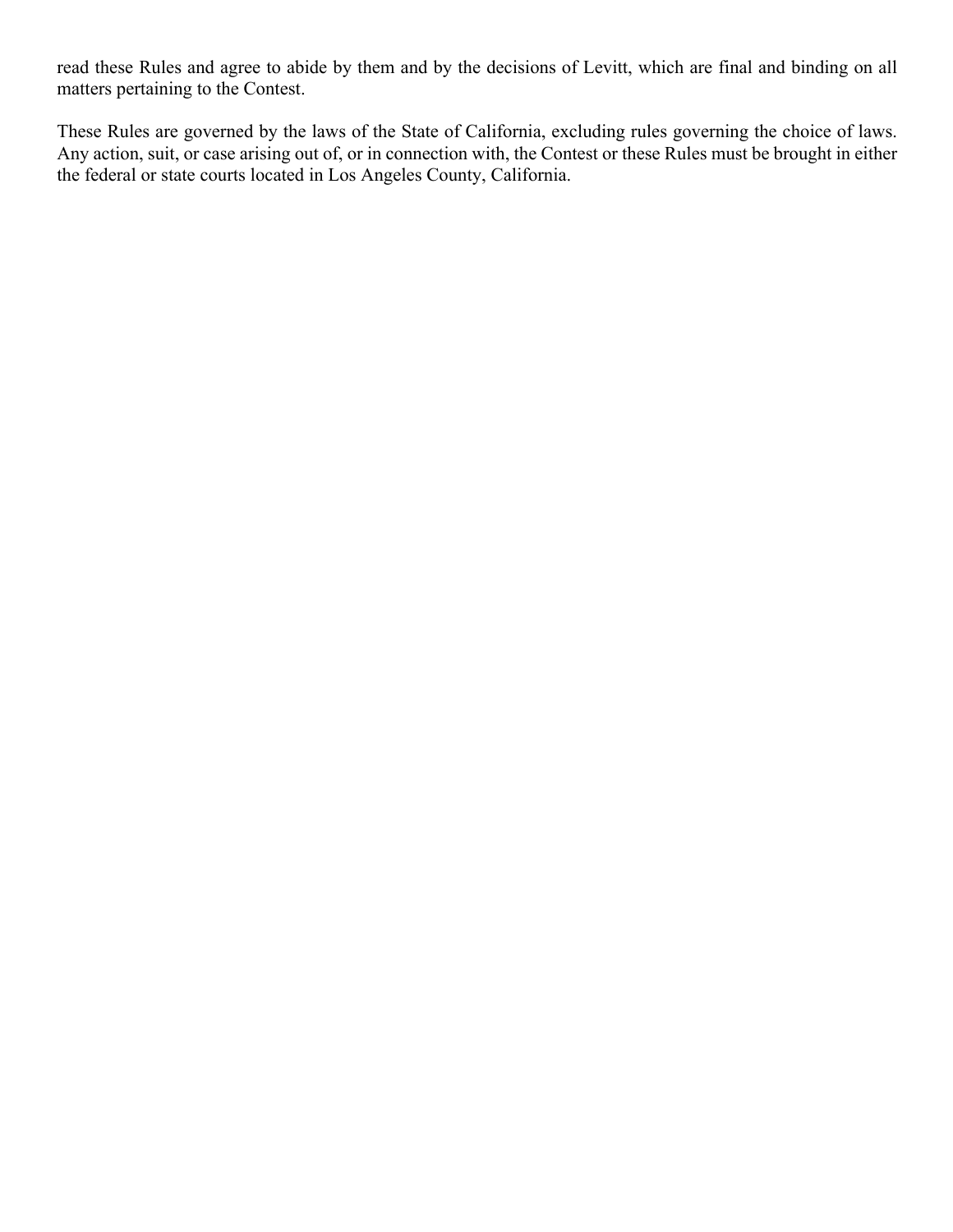read these Rules and agree to abide by them and by the decisions of Levitt, which are final and binding on all matters pertaining to the Contest.

These Rules are governed by the laws of the State of California, excluding rules governing the choice of laws. Any action, suit, or case arising out of, or in connection with, the Contest or these Rules must be brought in either the federal or state courts located in Los Angeles County, California.